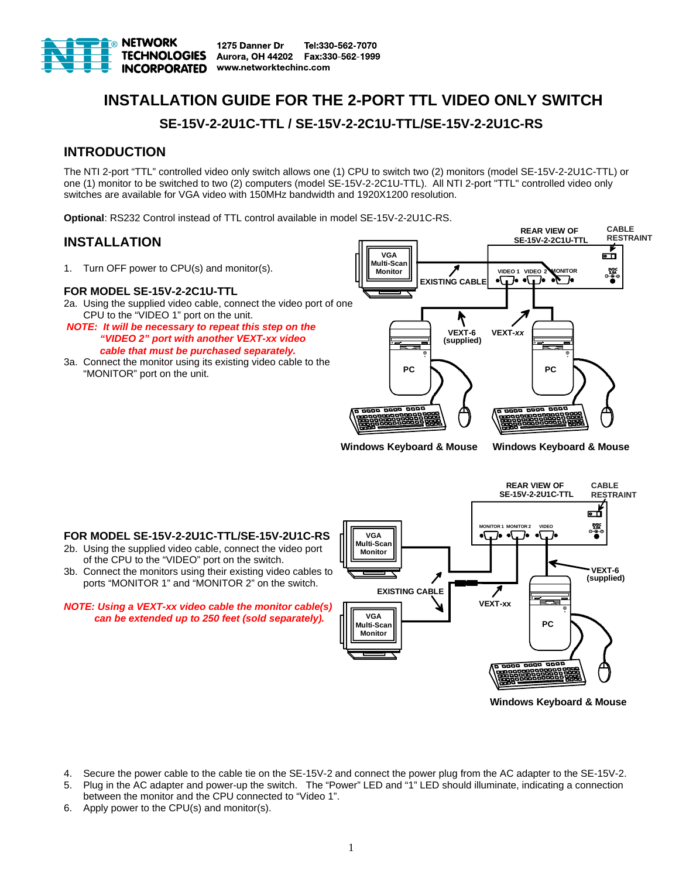# INSTALLATION GUIDE FOR THE 2-PORT TTL VIDEO ONLY SWITCH

## SE-15V-2-2U1C-TTL / SE-15V-2-2C1U-TTL/SE-15V-2-2U1C-RS

## INTRODUCTION

The NTI 2-port "TTL" controlled video only switch allows one (1) CPU to switch two (2) monitors (model SE-15V-2-2U1C-TTL) or one (1) monitor to be switched to two (2) computers (model SE-15V-2-2C1U-TTL). All NTI 2-port "TTL" controlled video only switches are available for VGA video with 150MHz bandwidth and 1920X1200 resolution.

**Optional**: RS232 Control instead of TTL control available in model SE-15V-2-2U1C-RS.

## INSTALLATION

1. Turn OFF power to CPU(s) and monitor(s).

### FOR MODEL SE-15V-2-2C1U-TTL

2a. Using the supplied video cable, connect the video port of one CPU to the "VIDEO 1" port on the unit.

***NOTE: It will be necessary to repeat this step on the "VIDEO 2" port with another VEXT-xx video cable that must be purchased separately.***

3a. Connect the monitor using its existing video cable to the "MONITOR" port on the unit.

### FOR MODEL SE-15V-2-2U1C-TTL/SE-15V-2U1C-RS

2b. Using the supplied video cable, connect the video port of the CPU to the "VIDEO" port on the switch.

3b. Connect the monitors using their existing video cables to ports "MONITOR 1" and "MONITOR 2" on the switch.

***NOTE: Using a VEXT-xx video cable the monitor cable(s) can be extended up to 250 feet (sold separately).***

4. Secure the power cable to the cable tie on the SE-15V-2 and connect the power plug from the AC adapter to the SE-15V-2.
5. Plug in the AC adapter and power-up the switch. The "Power" LED and "1" LED should illuminate, indicating a connection between the monitor and the CPU connected to "Video 1".
6. Apply power to the CPU(s) and monitor(s).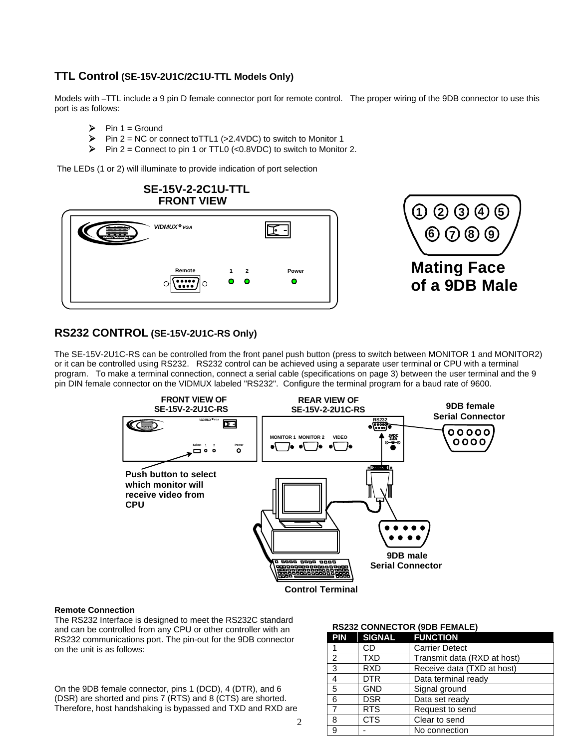## TTL Control (SE-15V-2U1C/2C1U-TTL Models Only)

Models with –TTL include a 9 pin D female connector port for remote control. The proper wiring of the 9DB connector to use this port is as follows:

- Pin 1 = Ground
- Pin 2 = NC or connect toTTL1 (>2.4VDC) to switch to Monitor 1
- Pin 2 = Connect to pin 1 or TTL0 (<0.8VDC) to switch to Monitor 2.

The LEDs (1 or 2) will illuminate to provide indication of port selection

**SE-15V-2-2C1U-TTL FRONT VIEW**

VIDMUX® VGA

Remote 1 2 Power

**Mating Face of a 9DB Male**

## RS232 CONTROL (SE-15V-2U1C-RS Only)

The SE-15V-2U1C-RS can be controlled from the front panel push button (press to switch between MONITOR 1 and MONITOR2) or it can be controlled using RS232. RS232 control can be achieved using a separate user terminal or CPU with a terminal program. To make a terminal connection, connect a serial cable (specifications on page 3) between the user terminal and the 9 pin DIN female connector on the VIDMUX labeled "RS232". Configure the terminal program for a baud rate of 9600.

**FRONT VIEW OF SE-15V-2-2U1C-RS**

**REAR VIEW OF SE-15V-2-2U1C-RS**

**9DB female Serial Connector**

MONITOR 1 MONITOR 2 VIDEO RS232 5VDC 2.5A

Select 1 2 Power

**Push button to select which monitor will receive video from CPU**

**9DB male Serial Connector**

**Control Terminal**

**Remote Connection**

The RS232 Interface is designed to meet the RS232C standard and can be controlled from any CPU or other controller with an RS232 communications port. The pin-out for the 9DB connector on the unit is as follows:

**RS232 CONNECTOR (9DB FEMALE)**

| PIN | SIGNAL | FUNCTION |
|---|---|---|
| 1 | CD | Carrier Detect |
| 2 | TXD | Transmit data (RXD at host) |
| 3 | RXD | Receive data (TXD at host) |
| 4 | DTR | Data terminal ready |
| 5 | GND | Signal ground |
| 6 | DSR | Data set ready |
| 7 | RTS | Request to send |
| 8 | CTS | Clear to send |
| 9 | - | No connection |

On the 9DB female connector, pins 1 (DCD), 4 (DTR), and 6 (DSR) are shorted and pins 7 (RTS) and 8 (CTS) are shorted. Therefore, host handshaking is bypassed and TXD and RXD are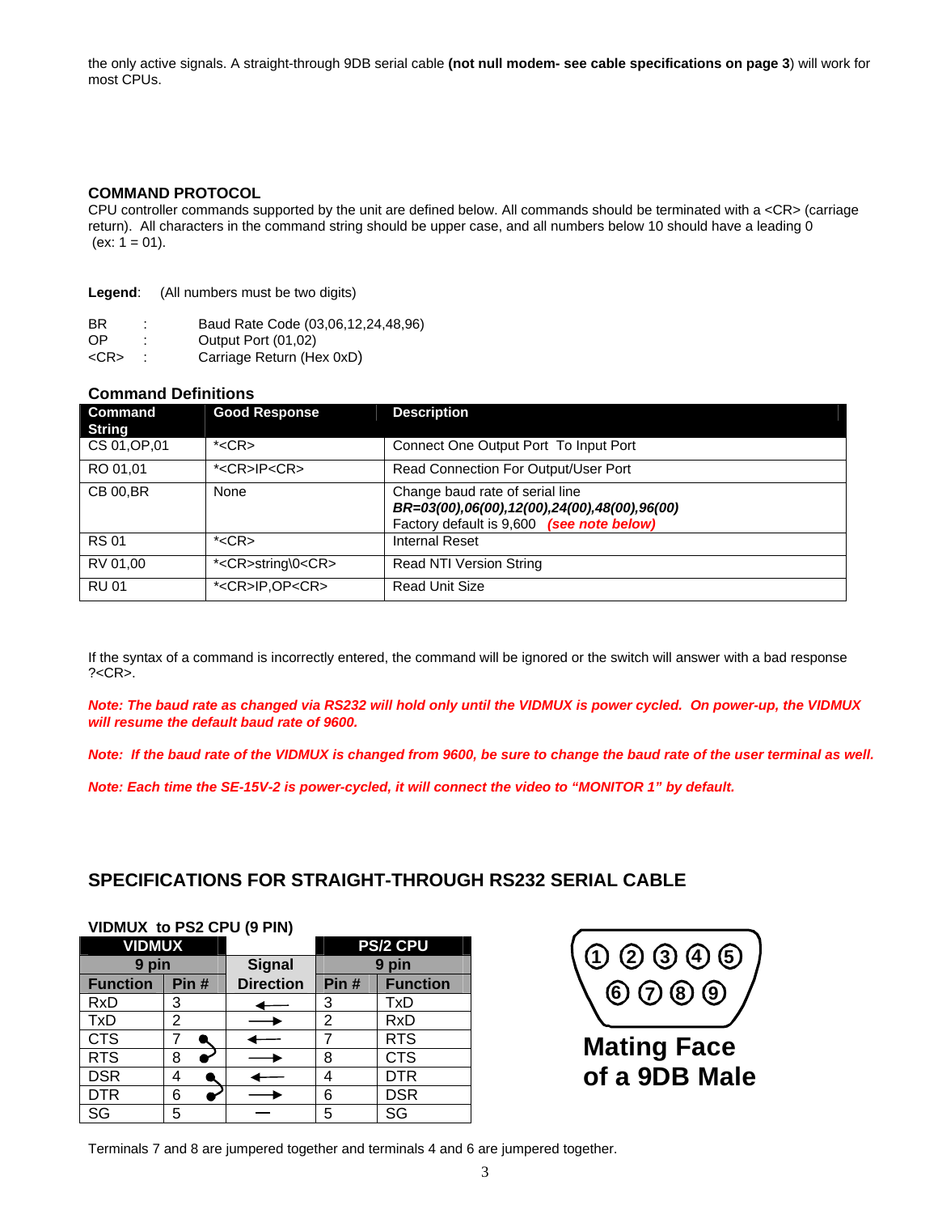the only active signals. A straight-through 9DB serial cable **(not null modem- see cable specifications on page 3)** will work for most CPUs.

## COMMAND PROTOCOL

CPU controller commands supported by the unit are defined below. All commands should be terminated with a <CR> (carriage return). All characters in the command string should be upper case, and all numbers below 10 should have a leading 0 (ex: 1 = 01).

**Legend**: (All numbers must be two digits)

BR : Baud Rate Code (03,06,12,24,48,96)
OP : Output Port (01,02)
<CR> : Carriage Return (Hex 0xD)

### Command Definitions

| Command String | Good Response | Description |
|---|---|---|
| CS 01,OP,01 | *<CR> | Connect One Output Port To Input Port |
| RO 01,01 | *<CR>IP<CR> | Read Connection For Output/User Port |
| CB 00,BR | None | Change baud rate of serial line<br>***BR=03(00),06(00),12(00),24(00),48(00),96(00)***<br>Factory default is 9,600 ***(see note below)*** |
| RS 01 | *<CR> | Internal Reset |
| RV 01,00 | *<CR>string\0<CR> | Read NTI Version String |
| RU 01 | *<CR>IP,OP<CR> | Read Unit Size |

If the syntax of a command is incorrectly entered, the command will be ignored or the switch will answer with a bad response ?<CR>.

***Note: The baud rate as changed via RS232 will hold only until the VIDMUX is power cycled. On power-up, the VIDMUX will resume the default baud rate of 9600.***

***Note: If the baud rate of the VIDMUX is changed from 9600, be sure to change the baud rate of the user terminal as well.***

***Note: Each time the SE-15V-2 is power-cycled, it will connect the video to "MONITOR 1" by default.***

## SPECIFICATIONS FOR STRAIGHT-THROUGH RS232 SERIAL CABLE

**VIDMUX to PS2 CPU (9 PIN)**

| VIDMUX | | | PS/2 CPU | |
|---|---|---|---|---|
| 9 pin | | Signal | 9 pin | |
| Function | Pin # | Direction | Pin # | Function |
| RxD | 3 | ← | 3 | TxD |
| TxD | 2 | → | 2 | RxD |
| CTS | 7 | ← | 7 | RTS |
| RTS | 8 | → | 8 | CTS |
| DSR | 4 | ← | 4 | DTR |
| DTR | 6 | → | 6 | DSR |
| SG | 5 | — | 5 | SG |

① ② ③ ④ ⑤
⑥ ⑦ ⑧ ⑨

**Mating Face of a 9DB Male**

Terminals 7 and 8 are jumpered together and terminals 4 and 6 are jumpered together.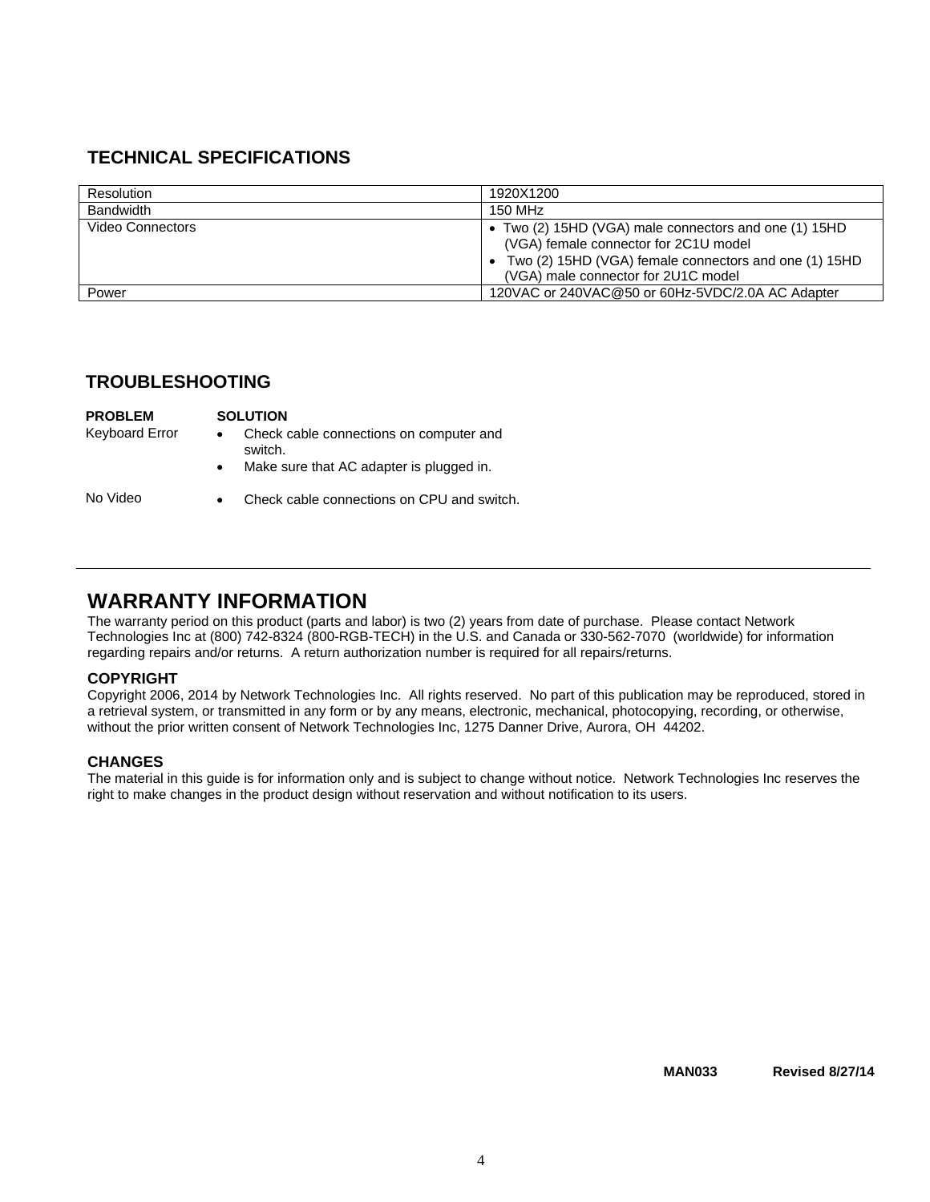## TECHNICAL SPECIFICATIONS

| | |
|---|---|
| Resolution | 1920X1200 |
| Bandwidth | 150 MHz |
| Video Connectors | • Two (2) 15HD (VGA) male connectors and one (1) 15HD (VGA) female connector for 2C1U model<br>• Two (2) 15HD (VGA) female connectors and one (1) 15HD (VGA) male connector for 2U1C model |
| Power | 120VAC or 240VAC@50 or 60Hz-5VDC/2.0A AC Adapter |

## TROUBLESHOOTING

| PROBLEM | SOLUTION |
|---|---|
| Keyboard Error | • Check cable connections on computer and switch.<br>• Make sure that AC adapter is plugged in. |
| No Video | • Check cable connections on CPU and switch. |

---

# WARRANTY INFORMATION

The warranty period on this product (parts and labor) is two (2) years from date of purchase. Please contact Network Technologies Inc at (800) 742-8324 (800-RGB-TECH) in the U.S. and Canada or 330-562-7070 (worldwide) for information regarding repairs and/or returns. A return authorization number is required for all repairs/returns.

### COPYRIGHT

Copyright 2006, 2014 by Network Technologies Inc. All rights reserved. No part of this publication may be reproduced, stored in a retrieval system, or transmitted in any form or by any means, electronic, mechanical, photocopying, recording, or otherwise, without the prior written consent of Network Technologies Inc, 1275 Danner Drive, Aurora, OH 44202.

### CHANGES

The material in this guide is for information only and is subject to change without notice. Network Technologies Inc reserves the right to make changes in the product design without reservation and without notification to its users.

**MAN033 Revised 8/27/14**